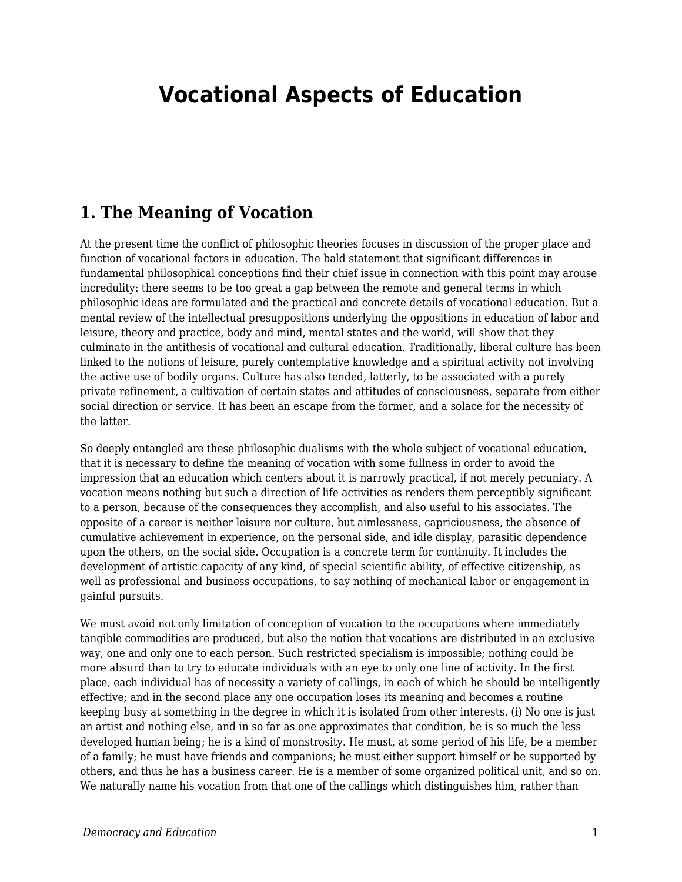# Vocational Aspects of Education

## 1. The Meaning of Vocation

At the present time the conflict of philosophic theories focuses in discussion of the proper place and function of vocational factors in education. The bald statement that significant differences in fundamental philosophical conceptions find their chief issue in connection with this point may arouse incredulity: there seems to be too great a gap between the remote and general terms in which philosophic ideas are formulated and the practical and concrete details of vocational education. But a mental review of the intellectual presuppositions underlying the oppositions in education of labor and leisure, theory and practice, body and mind, mental states and the world, will show that they culminate in the antithesis of vocational and cultural education. Traditionally, liberal culture has been linked to the notions of leisure, purely contemplative knowledge and a spiritual activity not involving the active use of bodily organs. Culture has also tended, latterly, to be associated with a purely private refinement, a cultivation of certain states and attitudes of consciousness, separate from either social direction or service. It has been an escape from the former, and a solace for the necessity of the latter.

So deeply entangled are these philosophic dualisms with the whole subject of vocational education, that it is necessary to define the meaning of vocation with some fullness in order to avoid the impression that an education which centers about it is narrowly practical, if not merely pecuniary. A vocation means nothing but such a direction of life activities as renders them perceptibly significant to a person, because of the consequences they accomplish, and also useful to his associates. The opposite of a career is neither leisure nor culture, but aimlessness, capriciousness, the absence of cumulative achievement in experience, on the personal side, and idle display, parasitic dependence upon the others, on the social side. Occupation is a concrete term for continuity. It includes the development of artistic capacity of any kind, of special scientific ability, of effective citizenship, as well as professional and business occupations, to say nothing of mechanical labor or engagement in gainful pursuits.

We must avoid not only limitation of conception of vocation to the occupations where immediately tangible commodities are produced, but also the notion that vocations are distributed in an exclusive way, one and only one to each person. Such restricted specialism is impossible; nothing could be more absurd than to try to educate individuals with an eye to only one line of activity. In the first place, each individual has of necessity a variety of callings, in each of which he should be intelligently effective; and in the second place any one occupation loses its meaning and becomes a routine keeping busy at something in the degree in which it is isolated from other interests. (i) No one is just an artist and nothing else, and in so far as one approximates that condition, he is so much the less developed human being; he is a kind of monstrosity. He must, at some period of his life, be a member of a family; he must have friends and companions; he must either support himself or be supported by others, and thus he has a business career. He is a member of some organized political unit, and so on. We naturally name his vocation from that one of the callings which distinguishes him, rather than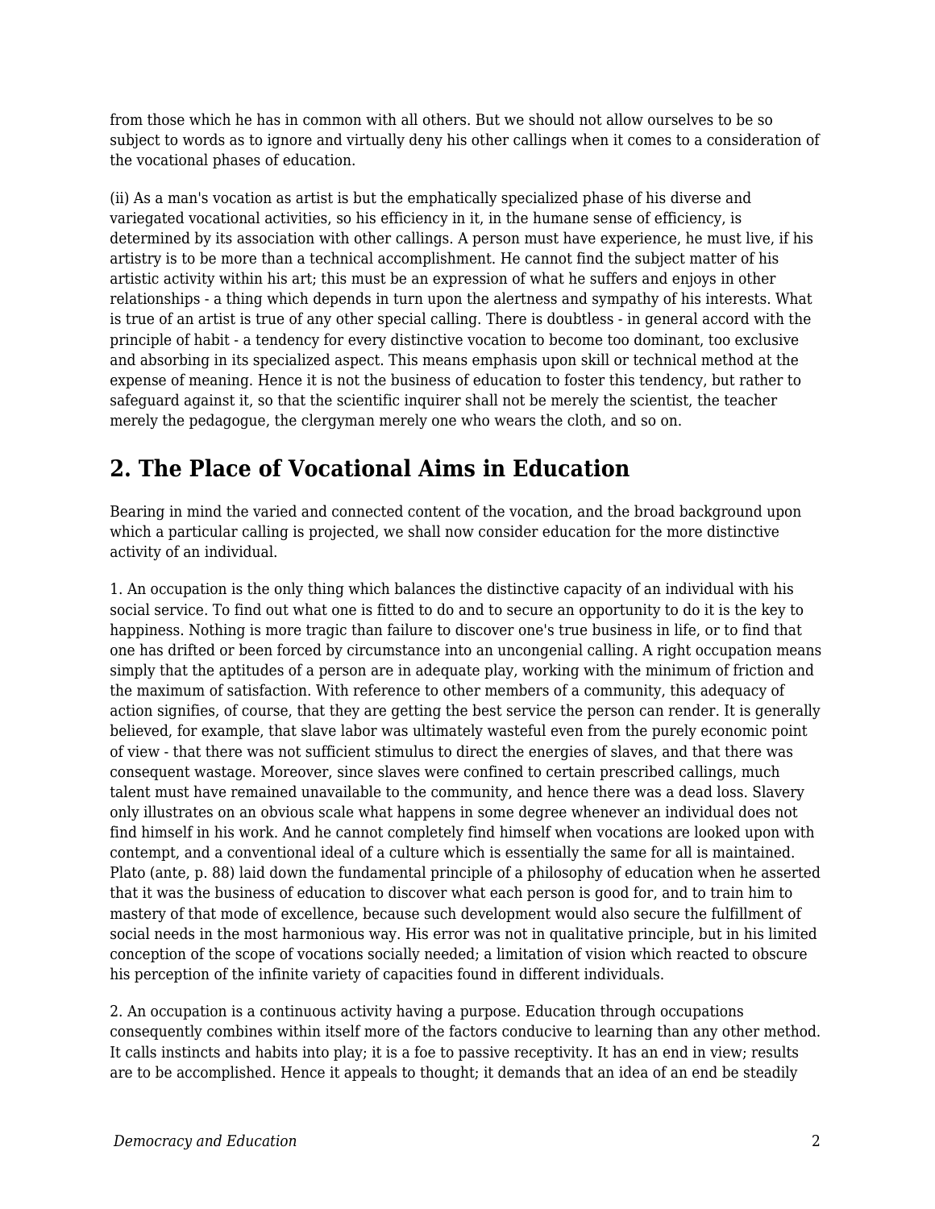from those which he has in common with all others. But we should not allow ourselves to be so subject to words as to ignore and virtually deny his other callings when it comes to a consideration of the vocational phases of education.

(ii) As a man's vocation as artist is but the emphatically specialized phase of his diverse and variegated vocational activities, so his efficiency in it, in the humane sense of efficiency, is determined by its association with other callings. A person must have experience, he must live, if his artistry is to be more than a technical accomplishment. He cannot find the subject matter of his artistic activity within his art; this must be an expression of what he suffers and enjoys in other relationships - a thing which depends in turn upon the alertness and sympathy of his interests. What is true of an artist is true of any other special calling. There is doubtless - in general accord with the principle of habit - a tendency for every distinctive vocation to become too dominant, too exclusive and absorbing in its specialized aspect. This means emphasis upon skill or technical method at the expense of meaning. Hence it is not the business of education to foster this tendency, but rather to safeguard against it, so that the scientific inquirer shall not be merely the scientist, the teacher merely the pedagogue, the clergyman merely one who wears the cloth, and so on.

## 2. The Place of Vocational Aims in Education

Bearing in mind the varied and connected content of the vocation, and the broad background upon which a particular calling is projected, we shall now consider education for the more distinctive activity of an individual.

1. An occupation is the only thing which balances the distinctive capacity of an individual with his social service. To find out what one is fitted to do and to secure an opportunity to do it is the key to happiness. Nothing is more tragic than failure to discover one's true business in life, or to find that one has drifted or been forced by circumstance into an uncongenial calling. A right occupation means simply that the aptitudes of a person are in adequate play, working with the minimum of friction and the maximum of satisfaction. With reference to other members of a community, this adequacy of action signifies, of course, that they are getting the best service the person can render. It is generally believed, for example, that slave labor was ultimately wasteful even from the purely economic point of view - that there was not sufficient stimulus to direct the energies of slaves, and that there was consequent wastage. Moreover, since slaves were confined to certain prescribed callings, much talent must have remained unavailable to the community, and hence there was a dead loss. Slavery only illustrates on an obvious scale what happens in some degree whenever an individual does not find himself in his work. And he cannot completely find himself when vocations are looked upon with contempt, and a conventional ideal of a culture which is essentially the same for all is maintained. Plato (ante, p. 88) laid down the fundamental principle of a philosophy of education when he asserted that it was the business of education to discover what each person is good for, and to train him to mastery of that mode of excellence, because such development would also secure the fulfillment of social needs in the most harmonious way. His error was not in qualitative principle, but in his limited conception of the scope of vocations socially needed; a limitation of vision which reacted to obscure his perception of the infinite variety of capacities found in different individuals.

2. An occupation is a continuous activity having a purpose. Education through occupations consequently combines within itself more of the factors conducive to learning than any other method. It calls instincts and habits into play; it is a foe to passive receptivity. It has an end in view; results are to be accomplished. Hence it appeals to thought; it demands that an idea of an end be steadily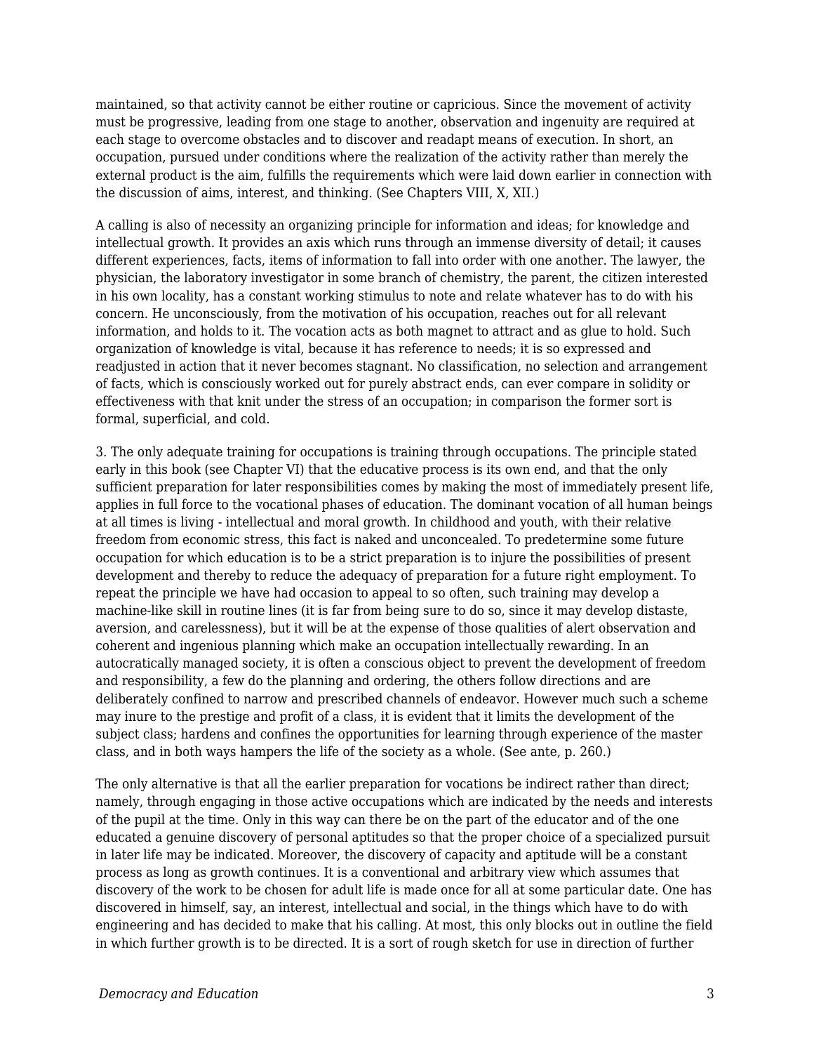maintained, so that activity cannot be either routine or capricious. Since the movement of activity must be progressive, leading from one stage to another, observation and ingenuity are required at each stage to overcome obstacles and to discover and readapt means of execution. In short, an occupation, pursued under conditions where the realization of the activity rather than merely the external product is the aim, fulfills the requirements which were laid down earlier in connection with the discussion of aims, interest, and thinking. (See Chapters VIII, X, XII.)

A calling is also of necessity an organizing principle for information and ideas; for knowledge and intellectual growth. It provides an axis which runs through an immense diversity of detail; it causes different experiences, facts, items of information to fall into order with one another. The lawyer, the physician, the laboratory investigator in some branch of chemistry, the parent, the citizen interested in his own locality, has a constant working stimulus to note and relate whatever has to do with his concern. He unconsciously, from the motivation of his occupation, reaches out for all relevant information, and holds to it. The vocation acts as both magnet to attract and as glue to hold. Such organization of knowledge is vital, because it has reference to needs; it is so expressed and readjusted in action that it never becomes stagnant. No classification, no selection and arrangement of facts, which is consciously worked out for purely abstract ends, can ever compare in solidity or effectiveness with that knit under the stress of an occupation; in comparison the former sort is formal, superficial, and cold.

3. The only adequate training for occupations is training through occupations. The principle stated early in this book (see Chapter VI) that the educative process is its own end, and that the only sufficient preparation for later responsibilities comes by making the most of immediately present life, applies in full force to the vocational phases of education. The dominant vocation of all human beings at all times is living - intellectual and moral growth. In childhood and youth, with their relative freedom from economic stress, this fact is naked and unconcealed. To predetermine some future occupation for which education is to be a strict preparation is to injure the possibilities of present development and thereby to reduce the adequacy of preparation for a future right employment. To repeat the principle we have had occasion to appeal to so often, such training may develop a machine-like skill in routine lines (it is far from being sure to do so, since it may develop distaste, aversion, and carelessness), but it will be at the expense of those qualities of alert observation and coherent and ingenious planning which make an occupation intellectually rewarding. In an autocratically managed society, it is often a conscious object to prevent the development of freedom and responsibility, a few do the planning and ordering, the others follow directions and are deliberately confined to narrow and prescribed channels of endeavor. However much such a scheme may inure to the prestige and profit of a class, it is evident that it limits the development of the subject class; hardens and confines the opportunities for learning through experience of the master class, and in both ways hampers the life of the society as a whole. (See ante, p. 260.)

The only alternative is that all the earlier preparation for vocations be indirect rather than direct; namely, through engaging in those active occupations which are indicated by the needs and interests of the pupil at the time. Only in this way can there be on the part of the educator and of the one educated a genuine discovery of personal aptitudes so that the proper choice of a specialized pursuit in later life may be indicated. Moreover, the discovery of capacity and aptitude will be a constant process as long as growth continues. It is a conventional and arbitrary view which assumes that discovery of the work to be chosen for adult life is made once for all at some particular date. One has discovered in himself, say, an interest, intellectual and social, in the things which have to do with engineering and has decided to make that his calling. At most, this only blocks out in outline the field in which further growth is to be directed. It is a sort of rough sketch for use in direction of further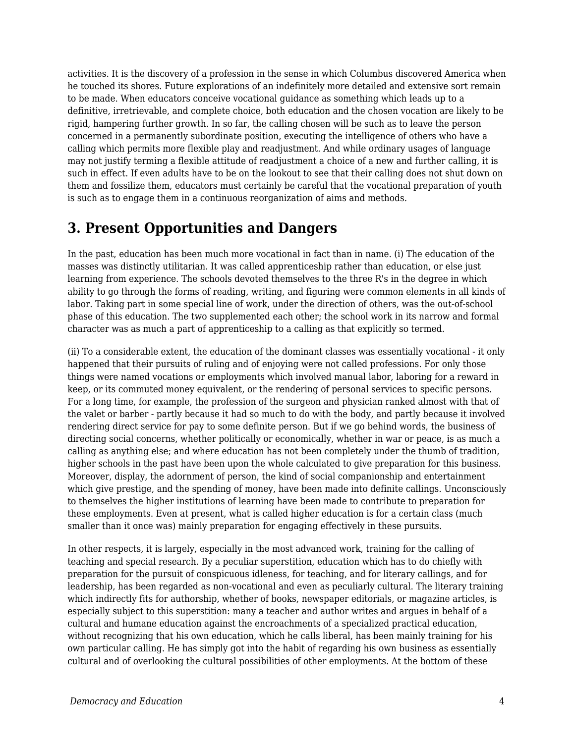activities. It is the discovery of a profession in the sense in which Columbus discovered America when he touched its shores. Future explorations of an indefinitely more detailed and extensive sort remain to be made. When educators conceive vocational guidance as something which leads up to a definitive, irretrievable, and complete choice, both education and the chosen vocation are likely to be rigid, hampering further growth. In so far, the calling chosen will be such as to leave the person concerned in a permanently subordinate position, executing the intelligence of others who have a calling which permits more flexible play and readjustment. And while ordinary usages of language may not justify terming a flexible attitude of readjustment a choice of a new and further calling, it is such in effect. If even adults have to be on the lookout to see that their calling does not shut down on them and fossilize them, educators must certainly be careful that the vocational preparation of youth is such as to engage them in a continuous reorganization of aims and methods.

## 3. Present Opportunities and Dangers

In the past, education has been much more vocational in fact than in name. (i) The education of the masses was distinctly utilitarian. It was called apprenticeship rather than education, or else just learning from experience. The schools devoted themselves to the three R's in the degree in which ability to go through the forms of reading, writing, and figuring were common elements in all kinds of labor. Taking part in some special line of work, under the direction of others, was the out-of-school phase of this education. The two supplemented each other; the school work in its narrow and formal character was as much a part of apprenticeship to a calling as that explicitly so termed.

(ii) To a considerable extent, the education of the dominant classes was essentially vocational - it only happened that their pursuits of ruling and of enjoying were not called professions. For only those things were named vocations or employments which involved manual labor, laboring for a reward in keep, or its commuted money equivalent, or the rendering of personal services to specific persons. For a long time, for example, the profession of the surgeon and physician ranked almost with that of the valet or barber - partly because it had so much to do with the body, and partly because it involved rendering direct service for pay to some definite person. But if we go behind words, the business of directing social concerns, whether politically or economically, whether in war or peace, is as much a calling as anything else; and where education has not been completely under the thumb of tradition, higher schools in the past have been upon the whole calculated to give preparation for this business. Moreover, display, the adornment of person, the kind of social companionship and entertainment which give prestige, and the spending of money, have been made into definite callings. Unconsciously to themselves the higher institutions of learning have been made to contribute to preparation for these employments. Even at present, what is called higher education is for a certain class (much smaller than it once was) mainly preparation for engaging effectively in these pursuits.

In other respects, it is largely, especially in the most advanced work, training for the calling of teaching and special research. By a peculiar superstition, education which has to do chiefly with preparation for the pursuit of conspicuous idleness, for teaching, and for literary callings, and for leadership, has been regarded as non-vocational and even as peculiarly cultural. The literary training which indirectly fits for authorship, whether of books, newspaper editorials, or magazine articles, is especially subject to this superstition: many a teacher and author writes and argues in behalf of a cultural and humane education against the encroachments of a specialized practical education, without recognizing that his own education, which he calls liberal, has been mainly training for his own particular calling. He has simply got into the habit of regarding his own business as essentially cultural and of overlooking the cultural possibilities of other employments. At the bottom of these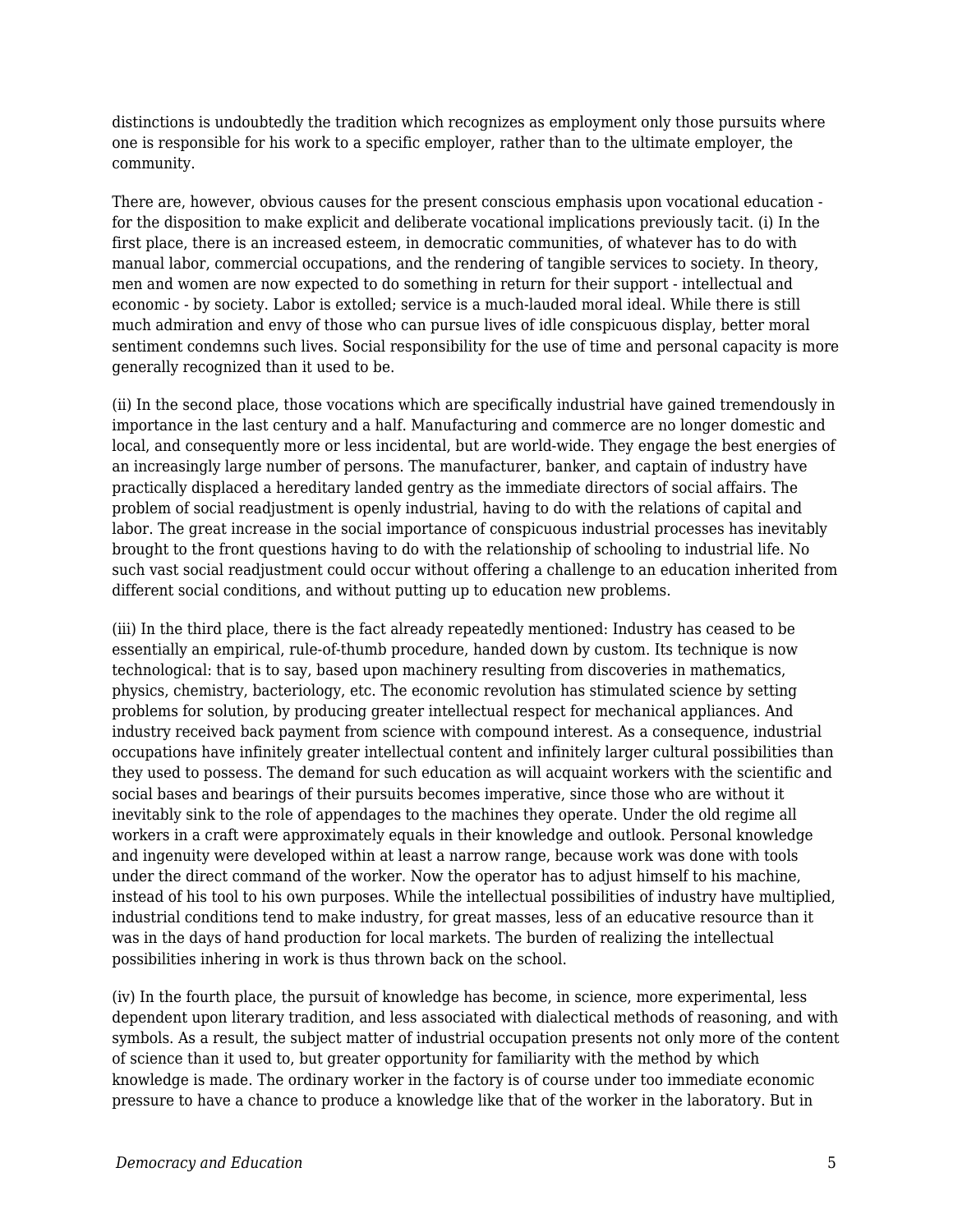distinctions is undoubtedly the tradition which recognizes as employment only those pursuits where one is responsible for his work to a specific employer, rather than to the ultimate employer, the community.

There are, however, obvious causes for the present conscious emphasis upon vocational education - for the disposition to make explicit and deliberate vocational implications previously tacit. (i) In the first place, there is an increased esteem, in democratic communities, of whatever has to do with manual labor, commercial occupations, and the rendering of tangible services to society. In theory, men and women are now expected to do something in return for their support - intellectual and economic - by society. Labor is extolled; service is a much-lauded moral ideal. While there is still much admiration and envy of those who can pursue lives of idle conspicuous display, better moral sentiment condemns such lives. Social responsibility for the use of time and personal capacity is more generally recognized than it used to be.

(ii) In the second place, those vocations which are specifically industrial have gained tremendously in importance in the last century and a half. Manufacturing and commerce are no longer domestic and local, and consequently more or less incidental, but are world-wide. They engage the best energies of an increasingly large number of persons. The manufacturer, banker, and captain of industry have practically displaced a hereditary landed gentry as the immediate directors of social affairs. The problem of social readjustment is openly industrial, having to do with the relations of capital and labor. The great increase in the social importance of conspicuous industrial processes has inevitably brought to the front questions having to do with the relationship of schooling to industrial life. No such vast social readjustment could occur without offering a challenge to an education inherited from different social conditions, and without putting up to education new problems.

(iii) In the third place, there is the fact already repeatedly mentioned: Industry has ceased to be essentially an empirical, rule-of-thumb procedure, handed down by custom. Its technique is now technological: that is to say, based upon machinery resulting from discoveries in mathematics, physics, chemistry, bacteriology, etc. The economic revolution has stimulated science by setting problems for solution, by producing greater intellectual respect for mechanical appliances. And industry received back payment from science with compound interest. As a consequence, industrial occupations have infinitely greater intellectual content and infinitely larger cultural possibilities than they used to possess. The demand for such education as will acquaint workers with the scientific and social bases and bearings of their pursuits becomes imperative, since those who are without it inevitably sink to the role of appendages to the machines they operate. Under the old regime all workers in a craft were approximately equals in their knowledge and outlook. Personal knowledge and ingenuity were developed within at least a narrow range, because work was done with tools under the direct command of the worker. Now the operator has to adjust himself to his machine, instead of his tool to his own purposes. While the intellectual possibilities of industry have multiplied, industrial conditions tend to make industry, for great masses, less of an educative resource than it was in the days of hand production for local markets. The burden of realizing the intellectual possibilities inhering in work is thus thrown back on the school.

(iv) In the fourth place, the pursuit of knowledge has become, in science, more experimental, less dependent upon literary tradition, and less associated with dialectical methods of reasoning, and with symbols. As a result, the subject matter of industrial occupation presents not only more of the content of science than it used to, but greater opportunity for familiarity with the method by which knowledge is made. The ordinary worker in the factory is of course under too immediate economic pressure to have a chance to produce a knowledge like that of the worker in the laboratory. But in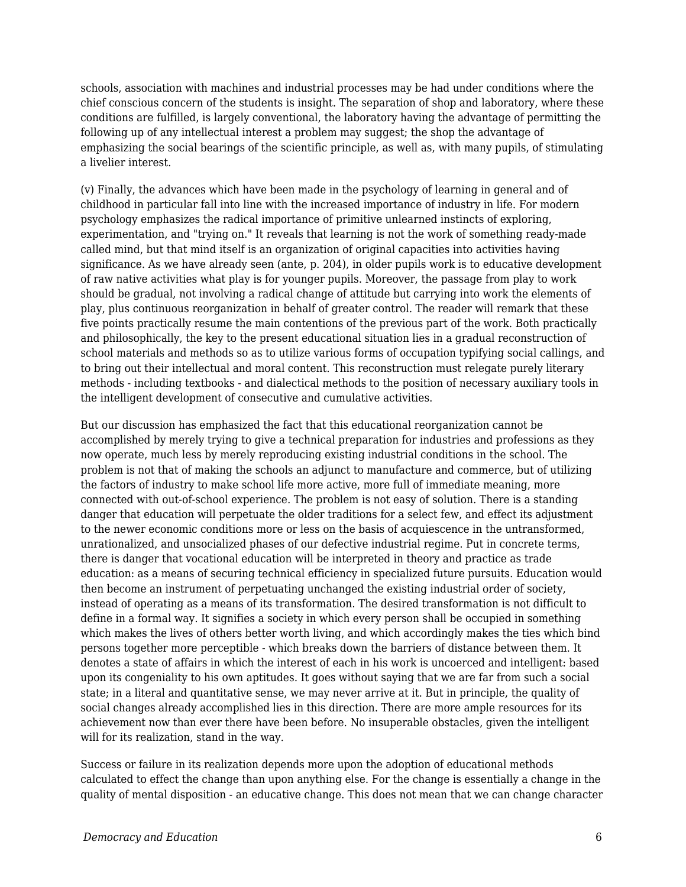schools, association with machines and industrial processes may be had under conditions where the chief conscious concern of the students is insight. The separation of shop and laboratory, where these conditions are fulfilled, is largely conventional, the laboratory having the advantage of permitting the following up of any intellectual interest a problem may suggest; the shop the advantage of emphasizing the social bearings of the scientific principle, as well as, with many pupils, of stimulating a livelier interest.

(v) Finally, the advances which have been made in the psychology of learning in general and of childhood in particular fall into line with the increased importance of industry in life. For modern psychology emphasizes the radical importance of primitive unlearned instincts of exploring, experimentation, and "trying on." It reveals that learning is not the work of something ready-made called mind, but that mind itself is an organization of original capacities into activities having significance. As we have already seen (ante, p. 204), in older pupils work is to educative development of raw native activities what play is for younger pupils. Moreover, the passage from play to work should be gradual, not involving a radical change of attitude but carrying into work the elements of play, plus continuous reorganization in behalf of greater control. The reader will remark that these five points practically resume the main contentions of the previous part of the work. Both practically and philosophically, the key to the present educational situation lies in a gradual reconstruction of school materials and methods so as to utilize various forms of occupation typifying social callings, and to bring out their intellectual and moral content. This reconstruction must relegate purely literary methods - including textbooks - and dialectical methods to the position of necessary auxiliary tools in the intelligent development of consecutive and cumulative activities.

But our discussion has emphasized the fact that this educational reorganization cannot be accomplished by merely trying to give a technical preparation for industries and professions as they now operate, much less by merely reproducing existing industrial conditions in the school. The problem is not that of making the schools an adjunct to manufacture and commerce, but of utilizing the factors of industry to make school life more active, more full of immediate meaning, more connected with out-of-school experience. The problem is not easy of solution. There is a standing danger that education will perpetuate the older traditions for a select few, and effect its adjustment to the newer economic conditions more or less on the basis of acquiescence in the untransformed, unrationalized, and unsocialized phases of our defective industrial regime. Put in concrete terms, there is danger that vocational education will be interpreted in theory and practice as trade education: as a means of securing technical efficiency in specialized future pursuits. Education would then become an instrument of perpetuating unchanged the existing industrial order of society, instead of operating as a means of its transformation. The desired transformation is not difficult to define in a formal way. It signifies a society in which every person shall be occupied in something which makes the lives of others better worth living, and which accordingly makes the ties which bind persons together more perceptible - which breaks down the barriers of distance between them. It denotes a state of affairs in which the interest of each in his work is uncoerced and intelligent: based upon its congeniality to his own aptitudes. It goes without saying that we are far from such a social state; in a literal and quantitative sense, we may never arrive at it. But in principle, the quality of social changes already accomplished lies in this direction. There are more ample resources for its achievement now than ever there have been before. No insuperable obstacles, given the intelligent will for its realization, stand in the way.

Success or failure in its realization depends more upon the adoption of educational methods calculated to effect the change than upon anything else. For the change is essentially a change in the quality of mental disposition - an educative change. This does not mean that we can change character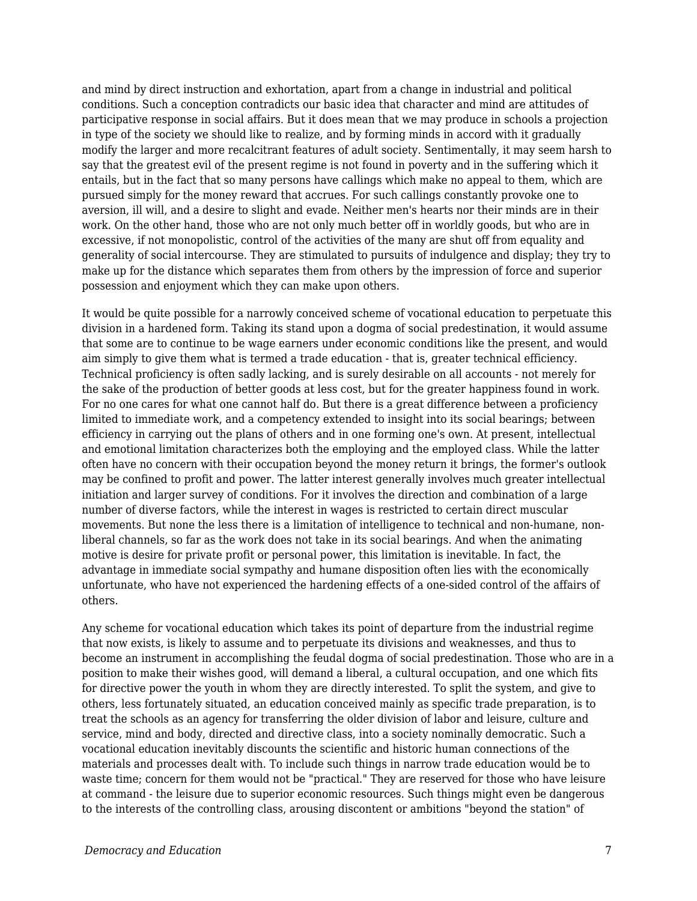and mind by direct instruction and exhortation, apart from a change in industrial and political conditions. Such a conception contradicts our basic idea that character and mind are attitudes of participative response in social affairs. But it does mean that we may produce in schools a projection in type of the society we should like to realize, and by forming minds in accord with it gradually modify the larger and more recalcitrant features of adult society. Sentimentally, it may seem harsh to say that the greatest evil of the present regime is not found in poverty and in the suffering which it entails, but in the fact that so many persons have callings which make no appeal to them, which are pursued simply for the money reward that accrues. For such callings constantly provoke one to aversion, ill will, and a desire to slight and evade. Neither men's hearts nor their minds are in their work. On the other hand, those who are not only much better off in worldly goods, but who are in excessive, if not monopolistic, control of the activities of the many are shut off from equality and generality of social intercourse. They are stimulated to pursuits of indulgence and display; they try to make up for the distance which separates them from others by the impression of force and superior possession and enjoyment which they can make upon others.

It would be quite possible for a narrowly conceived scheme of vocational education to perpetuate this division in a hardened form. Taking its stand upon a dogma of social predestination, it would assume that some are to continue to be wage earners under economic conditions like the present, and would aim simply to give them what is termed a trade education - that is, greater technical efficiency. Technical proficiency is often sadly lacking, and is surely desirable on all accounts - not merely for the sake of the production of better goods at less cost, but for the greater happiness found in work. For no one cares for what one cannot half do. But there is a great difference between a proficiency limited to immediate work, and a competency extended to insight into its social bearings; between efficiency in carrying out the plans of others and in one forming one's own. At present, intellectual and emotional limitation characterizes both the employing and the employed class. While the latter often have no concern with their occupation beyond the money return it brings, the former's outlook may be confined to profit and power. The latter interest generally involves much greater intellectual initiation and larger survey of conditions. For it involves the direction and combination of a large number of diverse factors, while the interest in wages is restricted to certain direct muscular movements. But none the less there is a limitation of intelligence to technical and non-humane, non-liberal channels, so far as the work does not take in its social bearings. And when the animating motive is desire for private profit or personal power, this limitation is inevitable. In fact, the advantage in immediate social sympathy and humane disposition often lies with the economically unfortunate, who have not experienced the hardening effects of a one-sided control of the affairs of others.

Any scheme for vocational education which takes its point of departure from the industrial regime that now exists, is likely to assume and to perpetuate its divisions and weaknesses, and thus to become an instrument in accomplishing the feudal dogma of social predestination. Those who are in a position to make their wishes good, will demand a liberal, a cultural occupation, and one which fits for directive power the youth in whom they are directly interested. To split the system, and give to others, less fortunately situated, an education conceived mainly as specific trade preparation, is to treat the schools as an agency for transferring the older division of labor and leisure, culture and service, mind and body, directed and directive class, into a society nominally democratic. Such a vocational education inevitably discounts the scientific and historic human connections of the materials and processes dealt with. To include such things in narrow trade education would be to waste time; concern for them would not be "practical." They are reserved for those who have leisure at command - the leisure due to superior economic resources. Such things might even be dangerous to the interests of the controlling class, arousing discontent or ambitions "beyond the station" of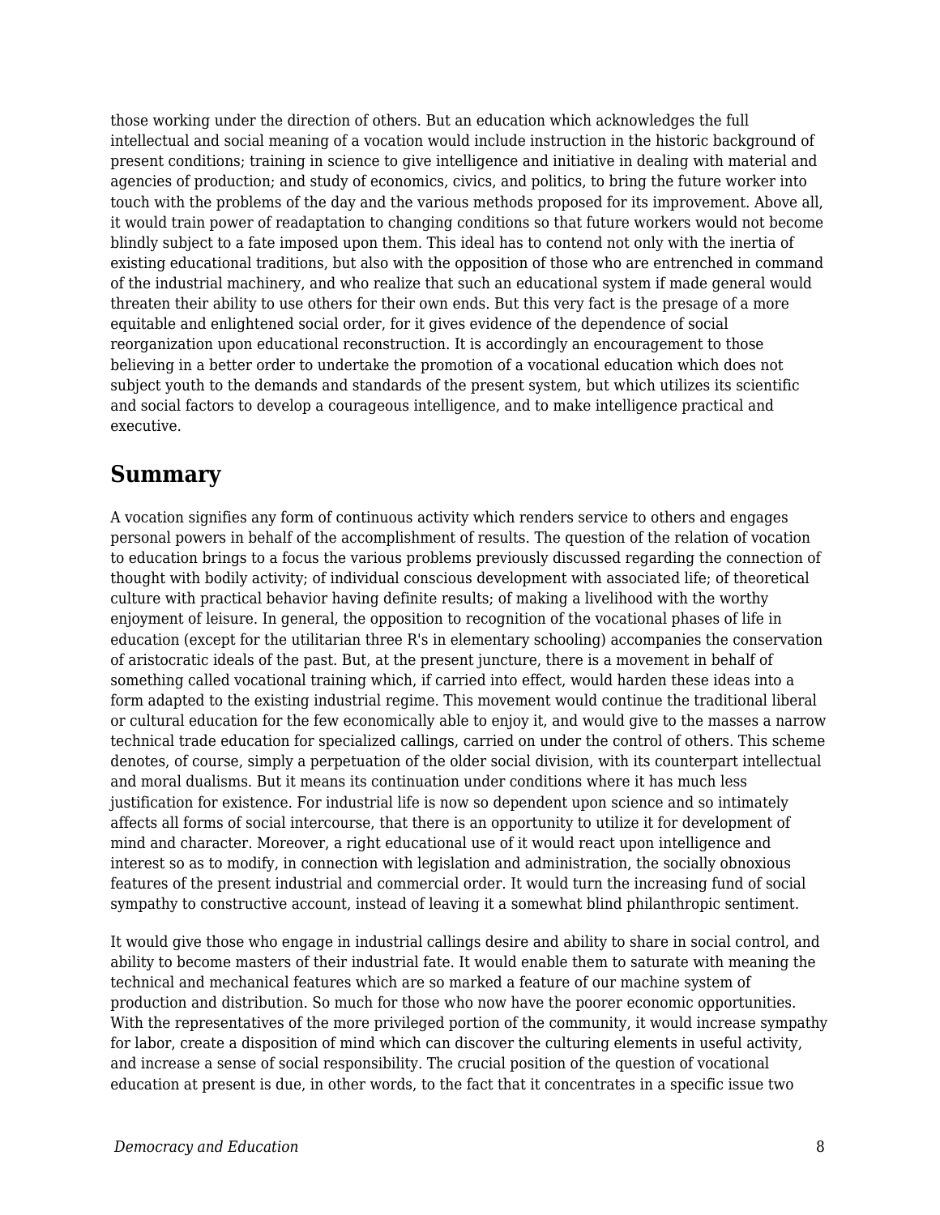those working under the direction of others. But an education which acknowledges the full intellectual and social meaning of a vocation would include instruction in the historic background of present conditions; training in science to give intelligence and initiative in dealing with material and agencies of production; and study of economics, civics, and politics, to bring the future worker into touch with the problems of the day and the various methods proposed for its improvement. Above all, it would train power of readaptation to changing conditions so that future workers would not become blindly subject to a fate imposed upon them. This ideal has to contend not only with the inertia of existing educational traditions, but also with the opposition of those who are entrenched in command of the industrial machinery, and who realize that such an educational system if made general would threaten their ability to use others for their own ends. But this very fact is the presage of a more equitable and enlightened social order, for it gives evidence of the dependence of social reorganization upon educational reconstruction. It is accordingly an encouragement to those believing in a better order to undertake the promotion of a vocational education which does not subject youth to the demands and standards of the present system, but which utilizes its scientific and social factors to develop a courageous intelligence, and to make intelligence practical and executive.

## Summary

A vocation signifies any form of continuous activity which renders service to others and engages personal powers in behalf of the accomplishment of results. The question of the relation of vocation to education brings to a focus the various problems previously discussed regarding the connection of thought with bodily activity; of individual conscious development with associated life; of theoretical culture with practical behavior having definite results; of making a livelihood with the worthy enjoyment of leisure. In general, the opposition to recognition of the vocational phases of life in education (except for the utilitarian three R's in elementary schooling) accompanies the conservation of aristocratic ideals of the past. But, at the present juncture, there is a movement in behalf of something called vocational training which, if carried into effect, would harden these ideas into a form adapted to the existing industrial regime. This movement would continue the traditional liberal or cultural education for the few economically able to enjoy it, and would give to the masses a narrow technical trade education for specialized callings, carried on under the control of others. This scheme denotes, of course, simply a perpetuation of the older social division, with its counterpart intellectual and moral dualisms. But it means its continuation under conditions where it has much less justification for existence. For industrial life is now so dependent upon science and so intimately affects all forms of social intercourse, that there is an opportunity to utilize it for development of mind and character. Moreover, a right educational use of it would react upon intelligence and interest so as to modify, in connection with legislation and administration, the socially obnoxious features of the present industrial and commercial order. It would turn the increasing fund of social sympathy to constructive account, instead of leaving it a somewhat blind philanthropic sentiment.

It would give those who engage in industrial callings desire and ability to share in social control, and ability to become masters of their industrial fate. It would enable them to saturate with meaning the technical and mechanical features which are so marked a feature of our machine system of production and distribution. So much for those who now have the poorer economic opportunities. With the representatives of the more privileged portion of the community, it would increase sympathy for labor, create a disposition of mind which can discover the culturing elements in useful activity, and increase a sense of social responsibility. The crucial position of the question of vocational education at present is due, in other words, to the fact that it concentrates in a specific issue two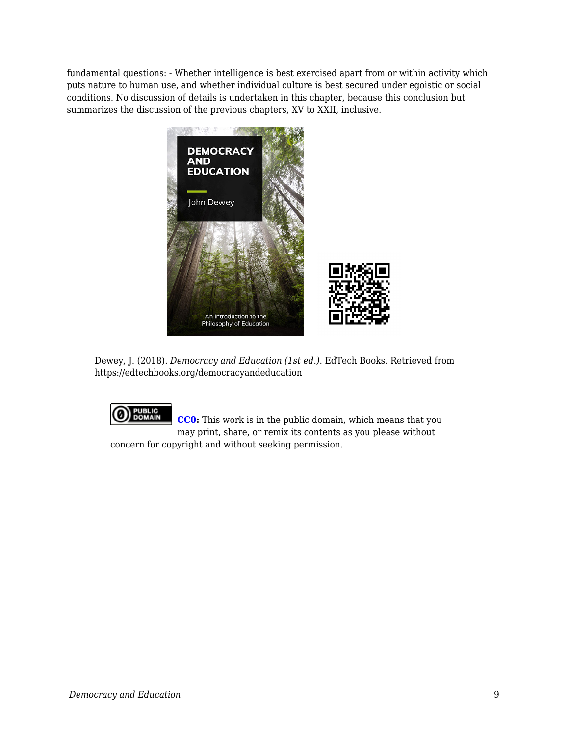fundamental questions: - Whether intelligence is best exercised apart from or within activity which puts nature to human use, and whether individual culture is best secured under egoistic or social conditions. No discussion of details is undertaken in this chapter, because this conclusion but summarizes the discussion of the previous chapters, XV to XXII, inclusive.

Dewey, J. (2018). *Democracy and Education (1st ed.)*. EdTech Books. Retrieved from https://edtechbooks.org/democracyandeducation

**CC0:** This work is in the public domain, which means that you may print, share, or remix its contents as you please without concern for copyright and without seeking permission.